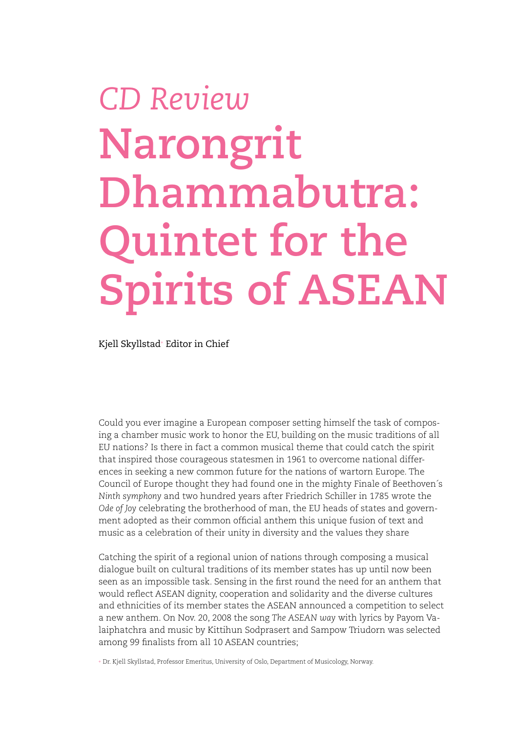*CD Review*

# Narongrit Dhammabutra: Quintet for the Spirits of ASEAN

Kjell Skyllstad[+] Editor in Chief

Could you ever imagine a European composer setting himself the task of composing a chamber music work to honor the EU, building on the music traditions of all EU nations? Is there in fact a common musical theme that could catch the spirit that inspired those courageous statesmen in 1961 to overcome national differences in seeking a new common future for the nations of wartorn Europe. The Council of Europe thought they had found one in the mighty Finale of Beethoven´s *Ninth symphony* and two hundred years after Friedrich Schiller in 1785 wrote the *Ode of Joy* celebrating the brotherhood of man, the EU heads of states and government adopted as their common official anthem this unique fusion of text and music as a celebration of their unity in diversity and the values they share

Catching the spirit of a regional union of nations through composing a musical dialogue built on cultural traditions of its member states has up until now been seen as an impossible task. Sensing in the first round the need for an anthem that would reflect ASEAN dignity, cooperation and solidarity and the diverse cultures and ethnicities of its member states the ASEAN announced a competition to select a new anthem. On Nov. 20, 2008 the song *The ASEAN way* with lyrics by Payom Valaiphatchra and music by Kittihun Sodprasert and Sampow Triudorn was selected among 99 finalists from all 10 ASEAN countries;

[+] Dr. Kjell Skyllstad, Professor Emeritus, University of Oslo, Department of Musicology, Norway.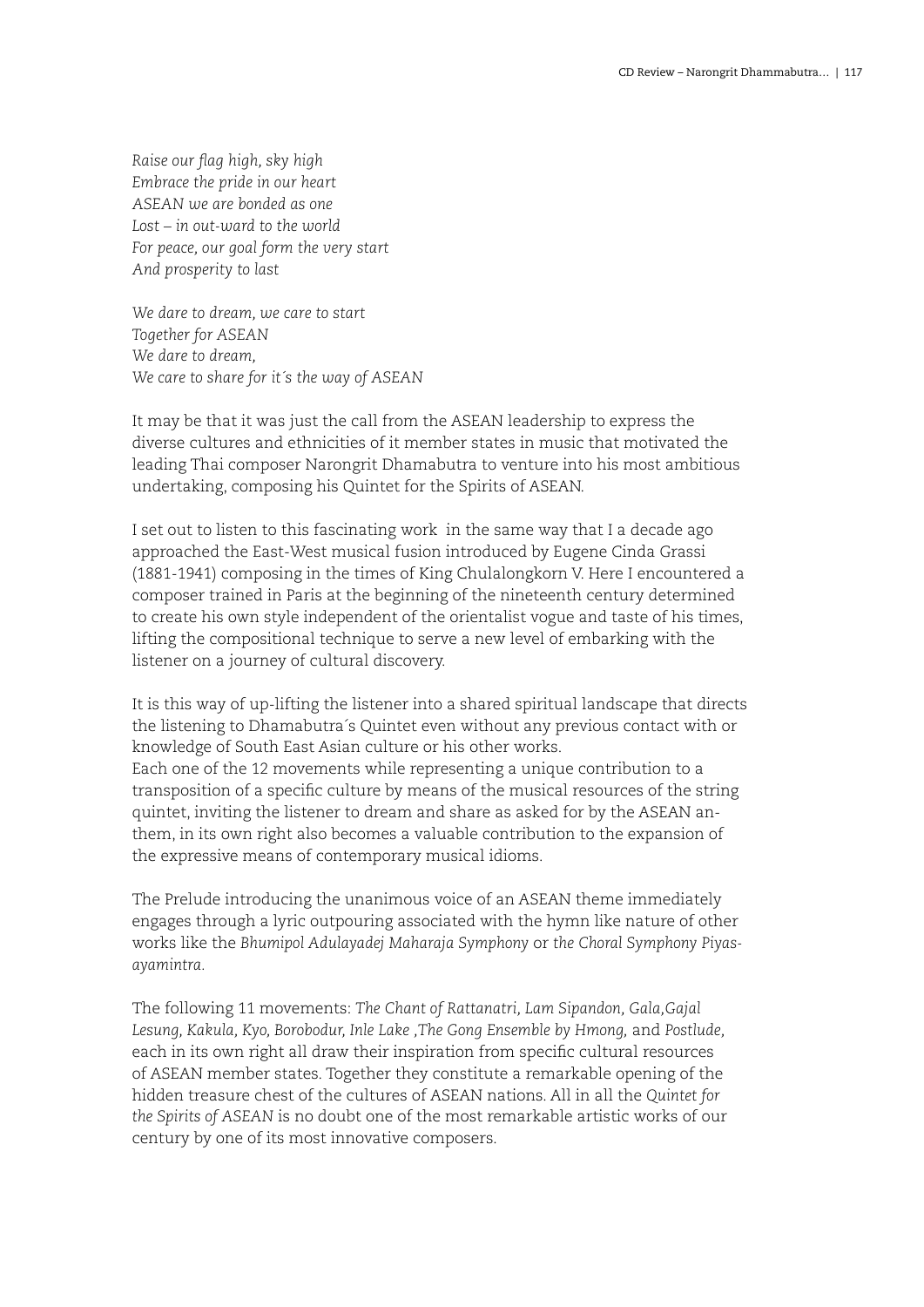*Raise our flag high, sky high*
*Embrace the pride in our heart*
*ASEAN we are bonded as one*
*Lost – in out-ward to the world*
*For peace, our goal form the very start*
*And prosperity to last*

*We dare to dream, we care to start*
*Together for ASEAN*
*We dare to dream,*
*We care to share for it´s the way of ASEAN*

It may be that it was just the call from the ASEAN leadership to express the diverse cultures and ethnicities of it member states in music that motivated the leading Thai composer Narongrit Dhamabutra to venture into his most ambitious undertaking, composing his Quintet for the Spirits of ASEAN.

I set out to listen to this fascinating work in the same way that I a decade ago approached the East-West musical fusion introduced by Eugene Cinda Grassi (1881-1941) composing in the times of King Chulalongkorn V. Here I encountered a composer trained in Paris at the beginning of the nineteenth century determined to create his own style independent of the orientalist vogue and taste of his times, lifting the compositional technique to serve a new level of embarking with the listener on a journey of cultural discovery.

It is this way of up-lifting the listener into a shared spiritual landscape that directs the listening to Dhamabutra´s Quintet even without any previous contact with or knowledge of South East Asian culture or his other works.
Each one of the 12 movements while representing a unique contribution to a transposition of a specific culture by means of the musical resources of the string quintet, inviting the listener to dream and share as asked for by the ASEAN anthem, in its own right also becomes a valuable contribution to the expansion of the expressive means of contemporary musical idioms.

The Prelude introducing the unanimous voice of an ASEAN theme immediately engages through a lyric outpouring associated with the hymn like nature of other works like the *Bhumipol Adulayadej Maharaja Symphony* or *the Choral Symphony Piyasayamintra.*

The following 11 movements: *The Chant of Rattanatri, Lam Sipandon, Gala,Gajal Lesung, Kakula, Kyo, Borobodur, Inle Lake ,The Gong Ensemble by Hmong,* and *Postlude,* each in its own right all draw their inspiration from specific cultural resources of ASEAN member states. Together they constitute a remarkable opening of the hidden treasure chest of the cultures of ASEAN nations. All in all the *Quintet for the Spirits of ASEAN* is no doubt one of the most remarkable artistic works of our century by one of its most innovative composers.